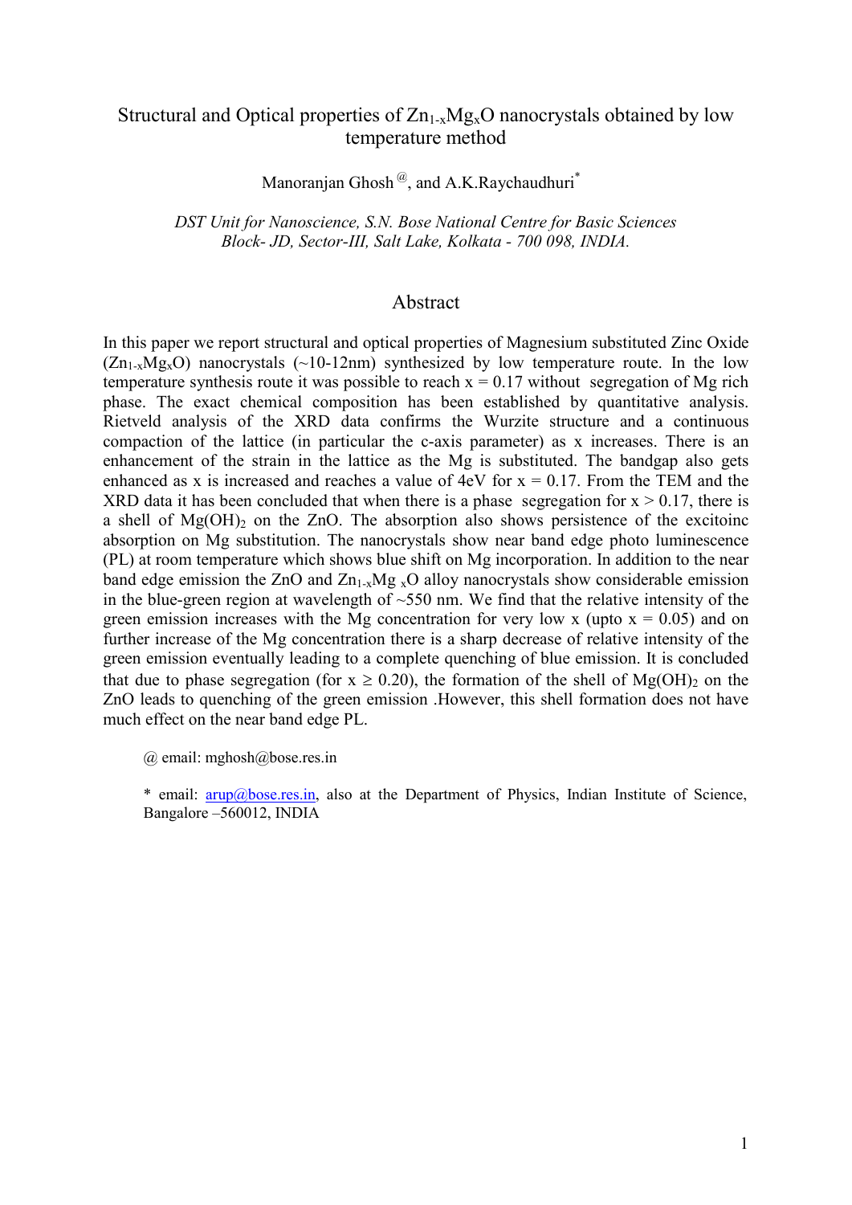# Structural and Optical properties of $Zn_{1-x}Mg_xO$ nanocrystals obtained by low temperature method

Manoranjan Ghosh [@], and A.K.Raychaudhuri[*]

*DST Unit for Nanoscience, S.N. Bose National Centre for Basic Sciences*
*Block- JD, Sector-III, Salt Lake, Kolkata - 700 098, INDIA.*

## Abstract

In this paper we report structural and optical properties of Magnesium substituted Zinc Oxide ($Zn_{1-x}Mg_xO$) nanocrystals (~10-12nm) synthesized by low temperature route. In the low temperature synthesis route it was possible to reach x = 0.17 without segregation of Mg rich phase. The exact chemical composition has been established by quantitative analysis. Rietveld analysis of the XRD data confirms the Wurzite structure and a continuous compaction of the lattice (in particular the c-axis parameter) as x increases. There is an enhancement of the strain in the lattice as the Mg is substituted. The bandgap also gets enhanced as x is increased and reaches a value of 4eV for x = 0.17. From the TEM and the XRD data it has been concluded that when there is a phase segregation for x > 0.17, there is a shell of $Mg(OH)_2$ on the ZnO. The absorption also shows persistence of the excitoinc absorption on Mg substitution. The nanocrystals show near band edge photo luminescence (PL) at room temperature which shows blue shift on Mg incorporation. In addition to the near band edge emission the ZnO and $Zn_{1-x}Mg_xO$ alloy nanocrystals show considerable emission in the blue-green region at wavelength of ~550 nm. We find that the relative intensity of the green emission increases with the Mg concentration for very low x (upto x = 0.05) and on further increase of the Mg concentration there is a sharp decrease of relative intensity of the green emission eventually leading to a complete quenching of blue emission. It is concluded that due to phase segregation (for $x \geq 0.20$), the formation of the shell of $Mg(OH)_2$ on the ZnO leads to quenching of the green emission .However, this shell formation does not have much effect on the near band edge PL.

@ email: mghosh@bose.res.in

\* email: arup@bose.res.in, also at the Department of Physics, Indian Institute of Science, Bangalore –560012, INDIA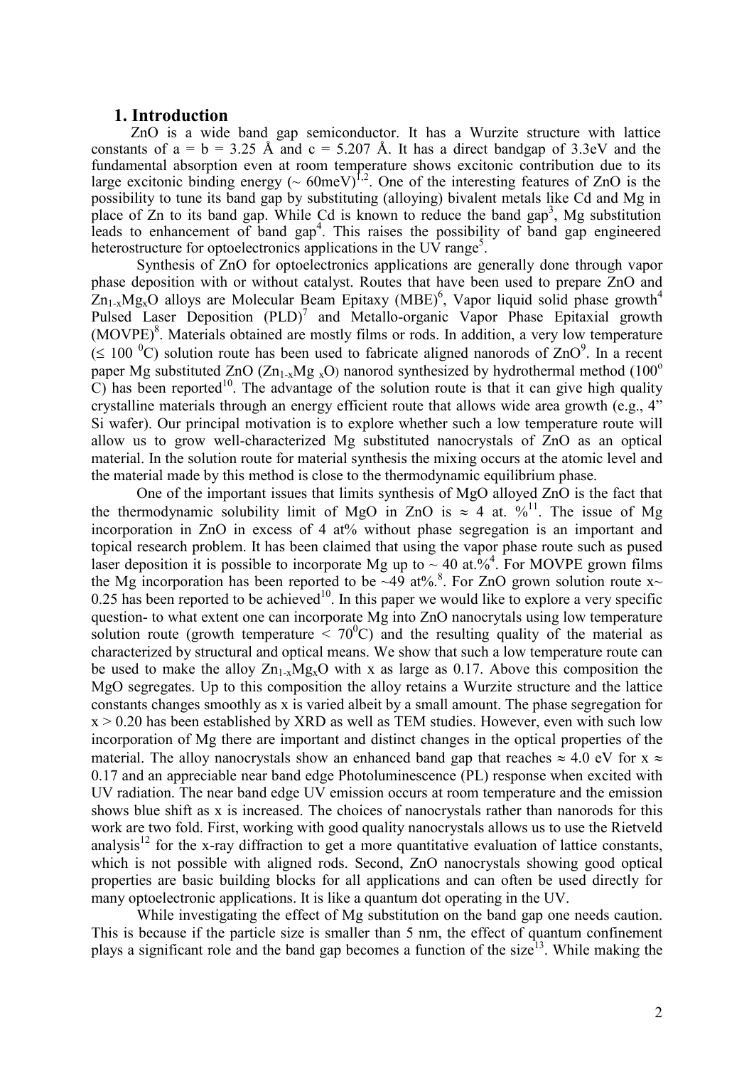## 1. Introduction

ZnO is a wide band gap semiconductor. It has a Wurzite structure with lattice constants of a = b = 3.25 Å and c = 5.207 Å. It has a direct bandgap of 3.3eV and the fundamental absorption even at room temperature shows excitonic contribution due to its large excitonic binding energy (~ 60meV)[1,2]. One of the interesting features of ZnO is the possibility to tune its band gap by substituting (alloying) bivalent metals like Cd and Mg in place of Zn to its band gap. While Cd is known to reduce the band gap[3], Mg substitution leads to enhancement of band gap[4]. This raises the possibility of band gap engineered heterostructure for optoelectronics applications in the UV range[5].

Synthesis of ZnO for optoelectronics applications are generally done through vapor phase deposition with or without catalyst. Routes that have been used to prepare ZnO and $Zn_{1-x}Mg_xO$ alloys are Molecular Beam Epitaxy (MBE)[6], Vapor liquid solid phase growth[4] Pulsed Laser Deposition (PLD)[7] and Metallo-organic Vapor Phase Epitaxial growth (MOVPE)[8]. Materials obtained are mostly films or rods. In addition, a very low temperature ($\leq$ 100 $^0$C) solution route has been used to fabricate aligned nanorods of ZnO[9]. In a recent paper Mg substituted ZnO ($Zn_{1-x}Mg_xO$) nanorod synthesized by hydrothermal method (100$^o$ C) has been reported[10]. The advantage of the solution route is that it can give high quality crystalline materials through an energy efficient route that allows wide area growth (e.g., 4" Si wafer). Our principal motivation is to explore whether such a low temperature route will allow us to grow well-characterized Mg substituted nanocrystals of ZnO as an optical material. In the solution route for material synthesis the mixing occurs at the atomic level and the material made by this method is close to the thermodynamic equilibrium phase.

One of the important issues that limits synthesis of MgO alloyed ZnO is the fact that the thermodynamic solubility limit of MgO in ZnO is $\approx$ 4 at. %[11]. The issue of Mg incorporation in ZnO in excess of 4 at% without phase segregation is an important and topical research problem. It has been claimed that using the vapor phase route such as pused laser deposition it is possible to incorporate Mg up to ~ 40 at.%[4]. For MOVPE grown films the Mg incorporation has been reported to be ~49 at%.[8]. For ZnO grown solution route x~ 0.25 has been reported to be achieved[10]. In this paper we would like to explore a very specific question- to what extent one can incorporate Mg into ZnO nanocrytals using low temperature solution route (growth temperature < 70$^0$C) and the resulting quality of the material as characterized by structural and optical means. We show that such a low temperature route can be used to make the alloy $Zn_{1-x}Mg_xO$ with x as large as 0.17. Above this composition the MgO segregates. Up to this composition the alloy retains a Wurzite structure and the lattice constants changes smoothly as x is varied albeit by a small amount. The phase segregation for x > 0.20 has been established by XRD as well as TEM studies. However, even with such low incorporation of Mg there are important and distinct changes in the optical properties of the material. The alloy nanocrystals show an enhanced band gap that reaches $\approx$ 4.0 eV for x $\approx$ 0.17 and an appreciable near band edge Photoluminescence (PL) response when excited with UV radiation. The near band edge UV emission occurs at room temperature and the emission shows blue shift as x is increased. The choices of nanocrystals rather than nanorods for this work are two fold. First, working with good quality nanocrystals allows us to use the Rietveld analysis[12] for the x-ray diffraction to get a more quantitative evaluation of lattice constants, which is not possible with aligned rods. Second, ZnO nanocrystals showing good optical properties are basic building blocks for all applications and can often be used directly for many optoelectronic applications. It is like a quantum dot operating in the UV.

While investigating the effect of Mg substitution on the band gap one needs caution. This is because if the particle size is smaller than 5 nm, the effect of quantum confinement plays a significant role and the band gap becomes a function of the size[13]. While making the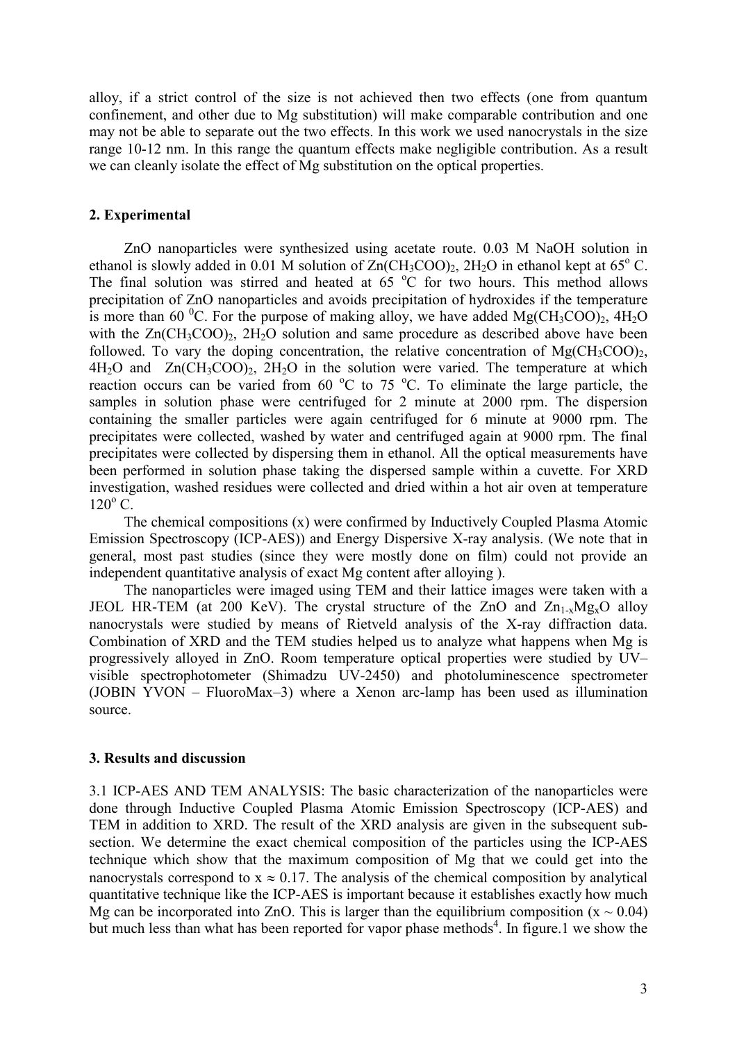alloy, if a strict control of the size is not achieved then two effects (one from quantum confinement, and other due to Mg substitution) will make comparable contribution and one may not be able to separate out the two effects. In this work we used nanocrystals in the size range 10-12 nm. In this range the quantum effects make negligible contribution. As a result we can cleanly isolate the effect of Mg substitution on the optical properties.

## 2. Experimental

ZnO nanoparticles were synthesized using acetate route. 0.03 M NaOH solution in ethanol is slowly added in 0.01 M solution of $Zn(CH_3COO)_2$, $2H_2O$ in ethanol kept at 65° C. The final solution was stirred and heated at 65 °C for two hours. This method allows precipitation of ZnO nanoparticles and avoids precipitation of hydroxides if the temperature is more than 60 °C. For the purpose of making alloy, we have added $Mg(CH_3COO)_2$, $4H_2O$ with the $Zn(CH_3COO)_2$, $2H_2O$ solution and same procedure as described above have been followed. To vary the doping concentration, the relative concentration of $Mg(CH_3COO)_2$, $4H_2O$ and $Zn(CH_3COO)_2$, $2H_2O$ in the solution were varied. The temperature at which reaction occurs can be varied from 60 °C to 75 °C. To eliminate the large particle, the samples in solution phase were centrifuged for 2 minute at 2000 rpm. The dispersion containing the smaller particles were again centrifuged for 6 minute at 9000 rpm. The precipitates were collected, washed by water and centrifuged again at 9000 rpm. The final precipitates were collected by dispersing them in ethanol. All the optical measurements have been performed in solution phase taking the dispersed sample within a cuvette. For XRD investigation, washed residues were collected and dried within a hot air oven at temperature 120° C.

The chemical compositions (x) were confirmed by Inductively Coupled Plasma Atomic Emission Spectroscopy (ICP-AES)) and Energy Dispersive X-ray analysis. (We note that in general, most past studies (since they were mostly done on film) could not provide an independent quantitative analysis of exact Mg content after alloying ).

The nanoparticles were imaged using TEM and their lattice images were taken with a JEOL HR-TEM (at 200 KeV). The crystal structure of the ZnO and $Zn_{1-x}Mg_xO$ alloy nanocrystals were studied by means of Rietveld analysis of the X-ray diffraction data. Combination of XRD and the TEM studies helped us to analyze what happens when Mg is progressively alloyed in ZnO. Room temperature optical properties were studied by UV–visible spectrophotometer (Shimadzu UV-2450) and photoluminescence spectrometer (JOBIN YVON – FluoroMax–3) where a Xenon arc-lamp has been used as illumination source.

## 3. Results and discussion

3.1 ICP-AES AND TEM ANALYSIS: The basic characterization of the nanoparticles were done through Inductive Coupled Plasma Atomic Emission Spectroscopy (ICP-AES) and TEM in addition to XRD. The result of the XRD analysis are given in the subsequent sub-section. We determine the exact chemical composition of the particles using the ICP-AES technique which show that the maximum composition of Mg that we could get into the nanocrystals correspond to $x \approx 0.17$. The analysis of the chemical composition by analytical quantitative technique like the ICP-AES is important because it establishes exactly how much Mg can be incorporated into ZnO. This is larger than the equilibrium composition ($x \sim 0.04$) but much less than what has been reported for vapor phase methods[4]. In figure.1 we show the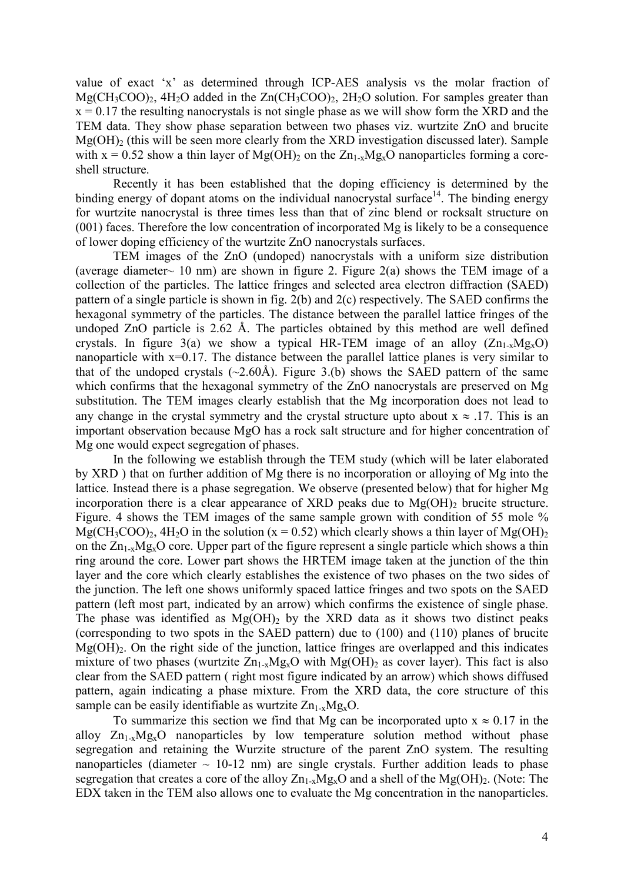value of exact 'x' as determined through ICP-AES analysis vs the molar fraction of $Mg(CH_3COO)_2$, $4H_2O$ added in the $Zn(CH_3COO)_2$, $2H_2O$ solution. For samples greater than $x = 0.17$ the resulting nanocrystals is not single phase as we will show form the XRD and the TEM data. They show phase separation between two phases viz. wurtzite ZnO and brucite $Mg(OH)_2$ (this will be seen more clearly from the XRD investigation discussed later). Sample with $x = 0.52$ show a thin layer of $Mg(OH)_2$ on the $Zn_{1-x}Mg_xO$ nanoparticles forming a core-shell structure.

Recently it has been established that the doping efficiency is determined by the binding energy of dopant atoms on the individual nanocrystal surface[14]. The binding energy for wurtzite nanocrystal is three times less than that of zinc blend or rocksalt structure on (001) faces. Therefore the low concentration of incorporated Mg is likely to be a consequence of lower doping efficiency of the wurtzite ZnO nanocrystals surfaces.

TEM images of the ZnO (undoped) nanocrystals with a uniform size distribution (average diameter~ 10 nm) are shown in figure 2. Figure 2(a) shows the TEM image of a collection of the particles. The lattice fringes and selected area electron diffraction (SAED) pattern of a single particle is shown in fig. 2(b) and 2(c) respectively. The SAED confirms the hexagonal symmetry of the particles. The distance between the parallel lattice fringes of the undoped ZnO particle is 2.62 Å. The particles obtained by this method are well defined crystals. In figure 3(a) we show a typical HR-TEM image of an alloy ($Zn_{1-x}Mg_xO$) nanoparticle with x=0.17. The distance between the parallel lattice planes is very similar to that of the undoped crystals (~2.60Å). Figure 3.(b) shows the SAED pattern of the same which confirms that the hexagonal symmetry of the ZnO nanocrystals are preserved on Mg substitution. The TEM images clearly establish that the Mg incorporation does not lead to any change in the crystal symmetry and the crystal structure upto about $x \approx .17$. This is an important observation because MgO has a rock salt structure and for higher concentration of Mg one would expect segregation of phases.

In the following we establish through the TEM study (which will be later elaborated by XRD ) that on further addition of Mg there is no incorporation or alloying of Mg into the lattice. Instead there is a phase segregation. We observe (presented below) that for higher Mg incorporation there is a clear appearance of XRD peaks due to $Mg(OH)_2$ brucite structure. Figure. 4 shows the TEM images of the same sample grown with condition of 55 mole % $Mg(CH_3COO)_2$, $4H_2O$ in the solution ($x = 0.52$) which clearly shows a thin layer of $Mg(OH)_2$ on the $Zn_{1-x}Mg_xO$ core. Upper part of the figure represent a single particle which shows a thin ring around the core. Lower part shows the HRTEM image taken at the junction of the thin layer and the core which clearly establishes the existence of two phases on the two sides of the junction. The left one shows uniformly spaced lattice fringes and two spots on the SAED pattern (left most part, indicated by an arrow) which confirms the existence of single phase. The phase was identified as $Mg(OH)_2$ by the XRD data as it shows two distinct peaks (corresponding to two spots in the SAED pattern) due to (100) and (110) planes of brucite $Mg(OH)_2$. On the right side of the junction, lattice fringes are overlapped and this indicates mixture of two phases (wurtzite $Zn_{1-x}Mg_xO$ with $Mg(OH)_2$ as cover layer). This fact is also clear from the SAED pattern ( right most figure indicated by an arrow) which shows diffused pattern, again indicating a phase mixture. From the XRD data, the core structure of this sample can be easily identifiable as wurtzite $Zn_{1-x}Mg_xO$.

To summarize this section we find that Mg can be incorporated upto $x \approx 0.17$ in the alloy $Zn_{1-x}Mg_xO$ nanoparticles by low temperature solution method without phase segregation and retaining the Wurzite structure of the parent ZnO system. The resulting nanoparticles (diameter ~ 10-12 nm) are single crystals. Further addition leads to phase segregation that creates a core of the alloy $Zn_{1-x}Mg_xO$ and a shell of the $Mg(OH)_2$. (Note: The EDX taken in the TEM also allows one to evaluate the Mg concentration in the nanoparticles.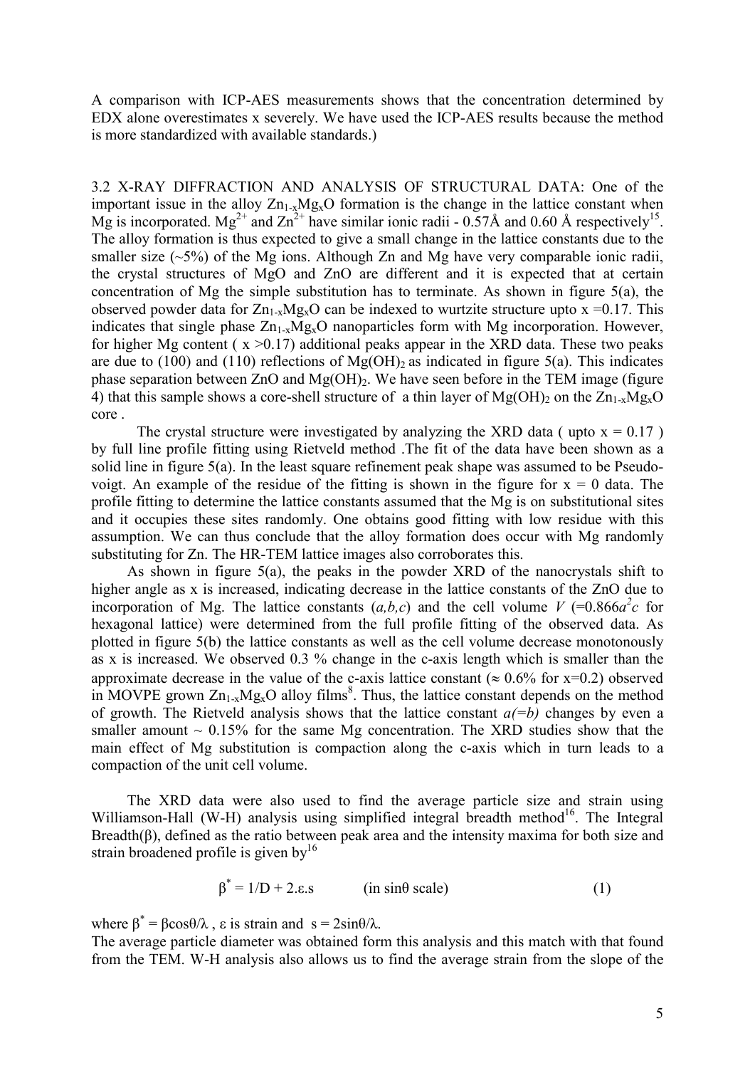A comparison with ICP-AES measurements shows that the concentration determined by EDX alone overestimates x severely. We have used the ICP-AES results because the method is more standardized with available standards.)

3.2 X-RAY DIFFRACTION AND ANALYSIS OF STRUCTURAL DATA: One of the important issue in the alloy $Zn_{1-x}Mg_xO$ formation is the change in the lattice constant when Mg is incorporated. $Mg^{2+}$ and $Zn^{2+}$ have similar ionic radii - 0.57Å and 0.60 Å respectively[15]. The alloy formation is thus expected to give a small change in the lattice constants due to the smaller size (~5%) of the Mg ions. Although Zn and Mg have very comparable ionic radii, the crystal structures of MgO and ZnO are different and it is expected that at certain concentration of Mg the simple substitution has to terminate. As shown in figure 5(a), the observed powder data for $Zn_{1-x}Mg_xO$ can be indexed to wurtzite structure upto x =0.17. This indicates that single phase $Zn_{1-x}Mg_xO$ nanoparticles form with Mg incorporation. However, for higher Mg content ( x >0.17) additional peaks appear in the XRD data. These two peaks are due to (100) and (110) reflections of $Mg(OH)_2$ as indicated in figure 5(a). This indicates phase separation between ZnO and $Mg(OH)_2$. We have seen before in the TEM image (figure 4) that this sample shows a core-shell structure of a thin layer of $Mg(OH)_2$ on the $Zn_{1-x}Mg_xO$ core .

The crystal structure were investigated by analyzing the XRD data ( upto x = 0.17 ) by full line profile fitting using Rietveld method .The fit of the data have been shown as a solid line in figure 5(a). In the least square refinement peak shape was assumed to be Pseudo-voigt. An example of the residue of the fitting is shown in the figure for x = 0 data. The profile fitting to determine the lattice constants assumed that the Mg is on substitutional sites and it occupies these sites randomly. One obtains good fitting with low residue with this assumption. We can thus conclude that the alloy formation does occur with Mg randomly substituting for Zn. The HR-TEM lattice images also corroborates this.

As shown in figure 5(a), the peaks in the powder XRD of the nanocrystals shift to higher angle as x is increased, indicating decrease in the lattice constants of the ZnO due to incorporation of Mg. The lattice constants (*a,b,c*) and the cell volume $V$ (=$0.866a^2c$ for hexagonal lattice) were determined from the full profile fitting of the observed data. As plotted in figure 5(b) the lattice constants as well as the cell volume decrease monotonously as x is increased. We observed 0.3 % change in the c-axis length which is smaller than the approximate decrease in the value of the c-axis lattice constant ($\approx$ 0.6% for x=0.2) observed in MOVPE grown $Zn_{1-x}Mg_xO$ alloy films[8]. Thus, the lattice constant depends on the method of growth. The Rietveld analysis shows that the lattice constant $a(=b)$ changes by even a smaller amount ~ 0.15% for the same Mg concentration. The XRD studies show that the main effect of Mg substitution is compaction along the c-axis which in turn leads to a compaction of the unit cell volume.

The XRD data were also used to find the average particle size and strain using Williamson-Hall (W-H) analysis using simplified integral breadth method[16]. The Integral Breadth($\beta$), defined as the ratio between peak area and the intensity maxima for both size and strain broadened profile is given by[16]

$$\beta^* = 1/D + 2.\varepsilon.s \qquad \text{(in sin}\theta\text{ scale)} \qquad (1)$$

where $\beta^* = \beta\cos\theta/\lambda$ , $\varepsilon$ is strain and $s = 2\sin\theta/\lambda$.

The average particle diameter was obtained form this analysis and this match with that found from the TEM. W-H analysis also allows us to find the average strain from the slope of the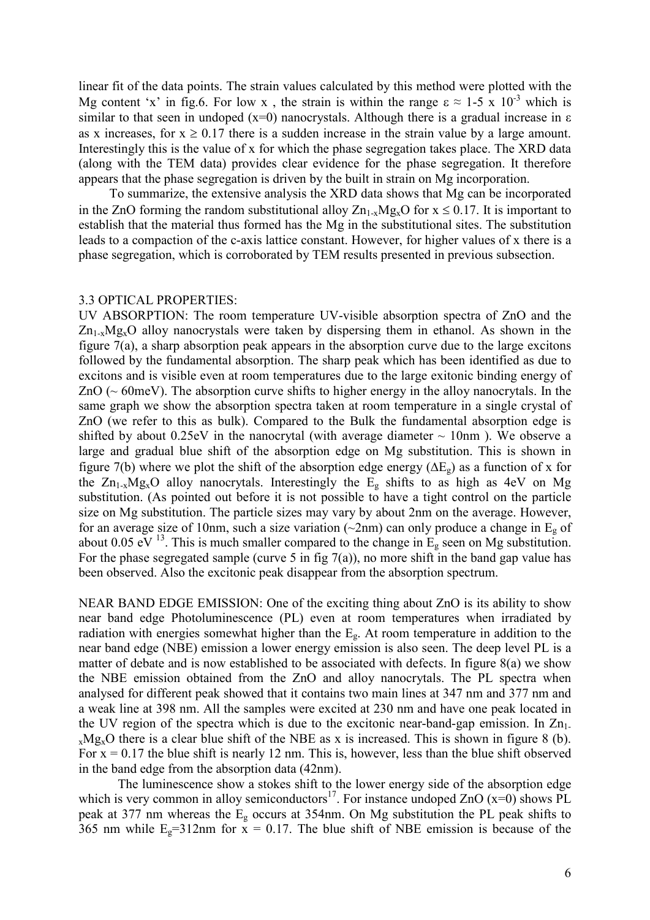linear fit of the data points. The strain values calculated by this method were plotted with the Mg content 'x' in fig.6. For low x , the strain is within the range $\varepsilon \approx$ 1-5 x $10^{-3}$ which is similar to that seen in undoped (x=0) nanocrystals. Although there is a gradual increase in $\varepsilon$ as x increases, for $x \geq 0.17$ there is a sudden increase in the strain value by a large amount. Interestingly this is the value of x for which the phase segregation takes place. The XRD data (along with the TEM data) provides clear evidence for the phase segregation. It therefore appears that the phase segregation is driven by the built in strain on Mg incorporation.

To summarize, the extensive analysis the XRD data shows that Mg can be incorporated in the ZnO forming the random substitutional alloy $Zn_{1-x}Mg_xO$ for $x \leq 0.17$. It is important to establish that the material thus formed has the Mg in the substitutional sites. The substitution leads to a compaction of the c-axis lattice constant. However, for higher values of x there is a phase segregation, which is corroborated by TEM results presented in previous subsection.

### 3.3 OPTICAL PROPERTIES:

UV ABSORPTION: The room temperature UV-visible absorption spectra of ZnO and the $Zn_{1-x}Mg_xO$ alloy nanocrystals were taken by dispersing them in ethanol. As shown in the figure 7(a), a sharp absorption peak appears in the absorption curve due to the large excitons followed by the fundamental absorption. The sharp peak which has been identified as due to excitons and is visible even at room temperatures due to the large exitonic binding energy of ZnO (~ 60meV). The absorption curve shifts to higher energy in the alloy nanocrytals. In the same graph we show the absorption spectra taken at room temperature in a single crystal of ZnO (we refer to this as bulk). Compared to the Bulk the fundamental absorption edge is shifted by about 0.25eV in the nanocrytal (with average diameter ~ 10nm ). We observe a large and gradual blue shift of the absorption edge on Mg substitution. This is shown in figure 7(b) where we plot the shift of the absorption edge energy ($\Delta E_g$) as a function of x for the $Zn_{1-x}Mg_xO$ alloy nanocrytals. Interestingly the $E_g$ shifts to as high as 4eV on Mg substitution. (As pointed out before it is not possible to have a tight control on the particle size on Mg substitution. The particle sizes may vary by about 2nm on the average. However, for an average size of 10nm, such a size variation (~2nm) can only produce a change in $E_g$ of about 0.05 eV [13]. This is much smaller compared to the change in $E_g$ seen on Mg substitution. For the phase segregated sample (curve 5 in fig 7(a)), no more shift in the band gap value has been observed. Also the excitonic peak disappear from the absorption spectrum.

NEAR BAND EDGE EMISSION: One of the exciting thing about ZnO is its ability to show near band edge Photoluminescence (PL) even at room temperatures when irradiated by radiation with energies somewhat higher than the $E_g$. At room temperature in addition to the near band edge (NBE) emission a lower energy emission is also seen. The deep level PL is a matter of debate and is now established to be associated with defects. In figure 8(a) we show the NBE emission obtained from the ZnO and alloy nanocrytals. The PL spectra when analysed for different peak showed that it contains two main lines at 347 nm and 377 nm and a weak line at 398 nm. All the samples were excited at 230 nm and have one peak located in the UV region of the spectra which is due to the excitonic near-band-gap emission. In $Zn_{1-x}Mg_xO$ there is a clear blue shift of the NBE as x is increased. This is shown in figure 8 (b). For x = 0.17 the blue shift is nearly 12 nm. This is, however, less than the blue shift observed in the band edge from the absorption data (42nm).

The luminescence show a stokes shift to the lower energy side of the absorption edge which is very common in alloy semiconductors[17]. For instance undoped ZnO (x=0) shows PL peak at 377 nm whereas the $E_g$ occurs at 354nm. On Mg substitution the PL peak shifts to 365 nm while $E_g$=312nm for x = 0.17. The blue shift of NBE emission is because of the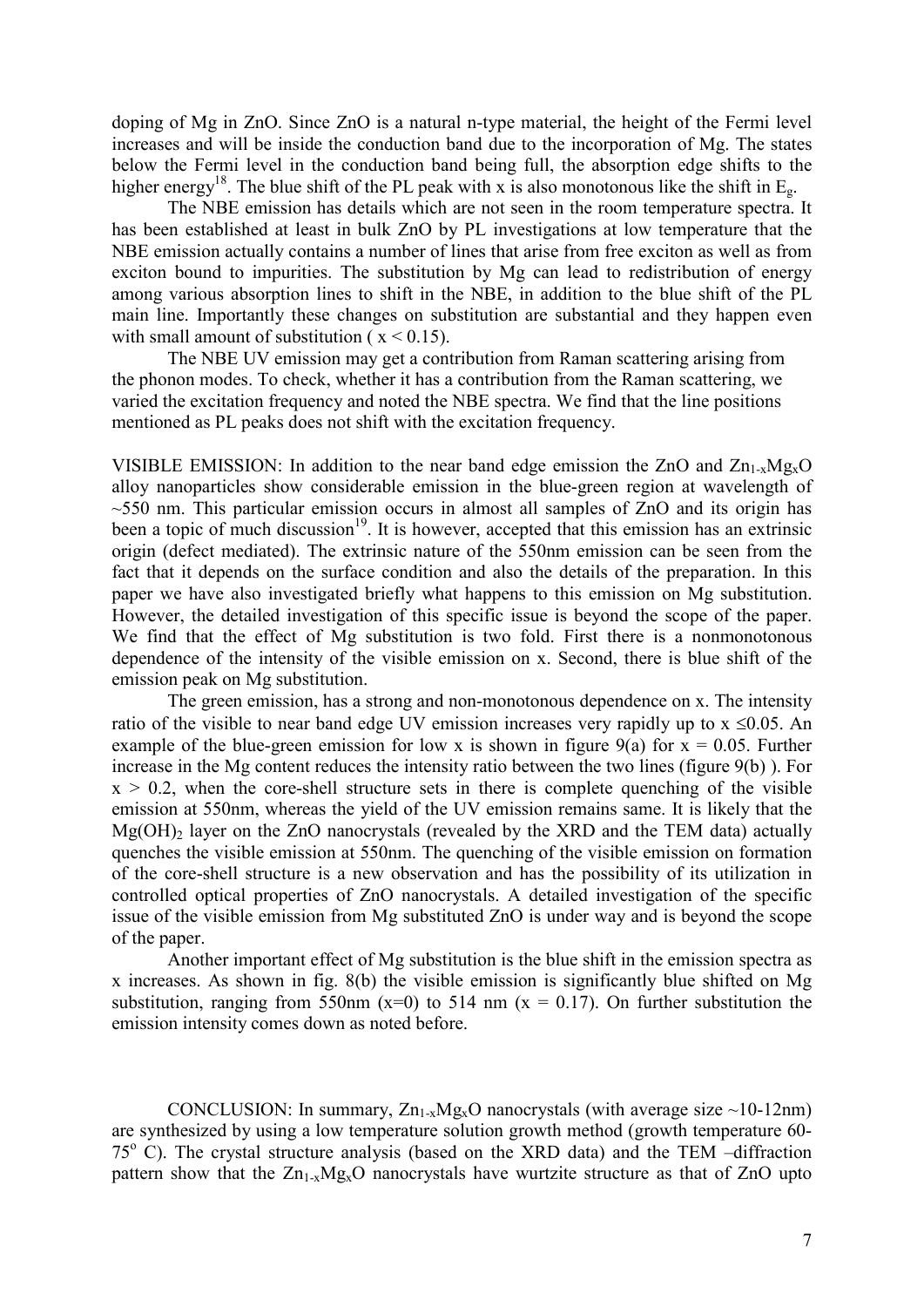doping of Mg in ZnO. Since ZnO is a natural n-type material, the height of the Fermi level increases and will be inside the conduction band due to the incorporation of Mg. The states below the Fermi level in the conduction band being full, the absorption edge shifts to the higher energy[18]. The blue shift of the PL peak with x is also monotonous like the shift in $E_g$.

The NBE emission has details which are not seen in the room temperature spectra. It has been established at least in bulk ZnO by PL investigations at low temperature that the NBE emission actually contains a number of lines that arise from free exciton as well as from exciton bound to impurities. The substitution by Mg can lead to redistribution of energy among various absorption lines to shift in the NBE, in addition to the blue shift of the PL main line. Importantly these changes on substitution are substantial and they happen even with small amount of substitution ( $x < 0.15$).

The NBE UV emission may get a contribution from Raman scattering arising from the phonon modes. To check, whether it has a contribution from the Raman scattering, we varied the excitation frequency and noted the NBE spectra. We find that the line positions mentioned as PL peaks does not shift with the excitation frequency.

VISIBLE EMISSION: In addition to the near band edge emission the ZnO and $Zn_{1-x}Mg_xO$ alloy nanoparticles show considerable emission in the blue-green region at wavelength of ~550 nm. This particular emission occurs in almost all samples of ZnO and its origin has been a topic of much discussion[19]. It is however, accepted that this emission has an extrinsic origin (defect mediated). The extrinsic nature of the 550nm emission can be seen from the fact that it depends on the surface condition and also the details of the preparation. In this paper we have also investigated briefly what happens to this emission on Mg substitution. However, the detailed investigation of this specific issue is beyond the scope of the paper. We find that the effect of Mg substitution is two fold. First there is a nonmonotonous dependence of the intensity of the visible emission on x. Second, there is blue shift of the emission peak on Mg substitution.

The green emission, has a strong and non-monotonous dependence on x. The intensity ratio of the visible to near band edge UV emission increases very rapidly up to $x \leq 0.05$. An example of the blue-green emission for low x is shown in figure 9(a) for $x = 0.05$. Further increase in the Mg content reduces the intensity ratio between the two lines (figure 9(b) ). For $x > 0.2$, when the core-shell structure sets in there is complete quenching of the visible emission at 550nm, whereas the yield of the UV emission remains same. It is likely that the $Mg(OH)_2$ layer on the ZnO nanocrystals (revealed by the XRD and the TEM data) actually quenches the visible emission at 550nm. The quenching of the visible emission on formation of the core-shell structure is a new observation and has the possibility of its utilization in controlled optical properties of ZnO nanocrystals. A detailed investigation of the specific issue of the visible emission from Mg substituted ZnO is under way and is beyond the scope of the paper.

Another important effect of Mg substitution is the blue shift in the emission spectra as x increases. As shown in fig. 8(b) the visible emission is significantly blue shifted on Mg substitution, ranging from 550nm (x=0) to 514 nm (x = 0.17). On further substitution the emission intensity comes down as noted before.

CONCLUSION: In summary, $Zn_{1-x}Mg_xO$ nanocrystals (with average size ~10-12nm) are synthesized by using a low temperature solution growth method (growth temperature 60-75$^{o}$ C). The crystal structure analysis (based on the XRD data) and the TEM –diffraction pattern show that the $Zn_{1-x}Mg_xO$ nanocrystals have wurtzite structure as that of ZnO upto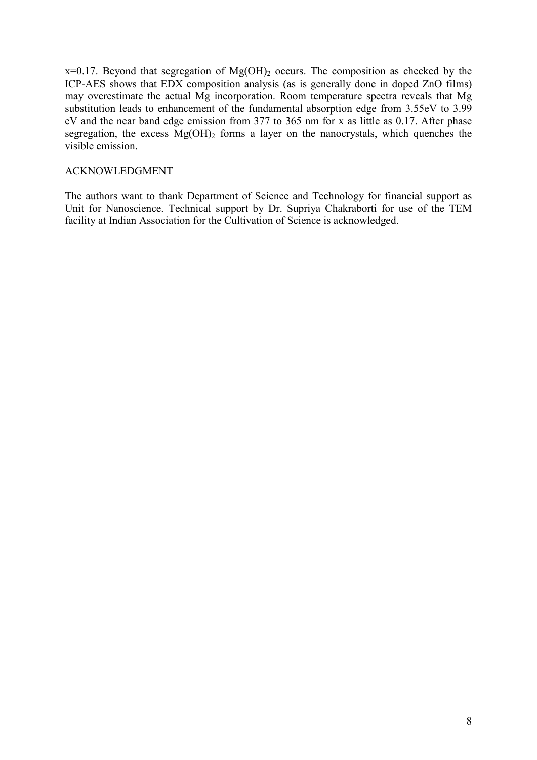x=0.17. Beyond that segregation of $Mg(OH)_2$ occurs. The composition as checked by the ICP-AES shows that EDX composition analysis (as is generally done in doped ZnO films) may overestimate the actual Mg incorporation. Room temperature spectra reveals that Mg substitution leads to enhancement of the fundamental absorption edge from 3.55eV to 3.99 eV and the near band edge emission from 377 to 365 nm for x as little as 0.17. After phase segregation, the excess $Mg(OH)_2$ forms a layer on the nanocrystals, which quenches the visible emission.

## ACKNOWLEDGMENT

The authors want to thank Department of Science and Technology for financial support as Unit for Nanoscience. Technical support by Dr. Supriya Chakraborti for use of the TEM facility at Indian Association for the Cultivation of Science is acknowledged.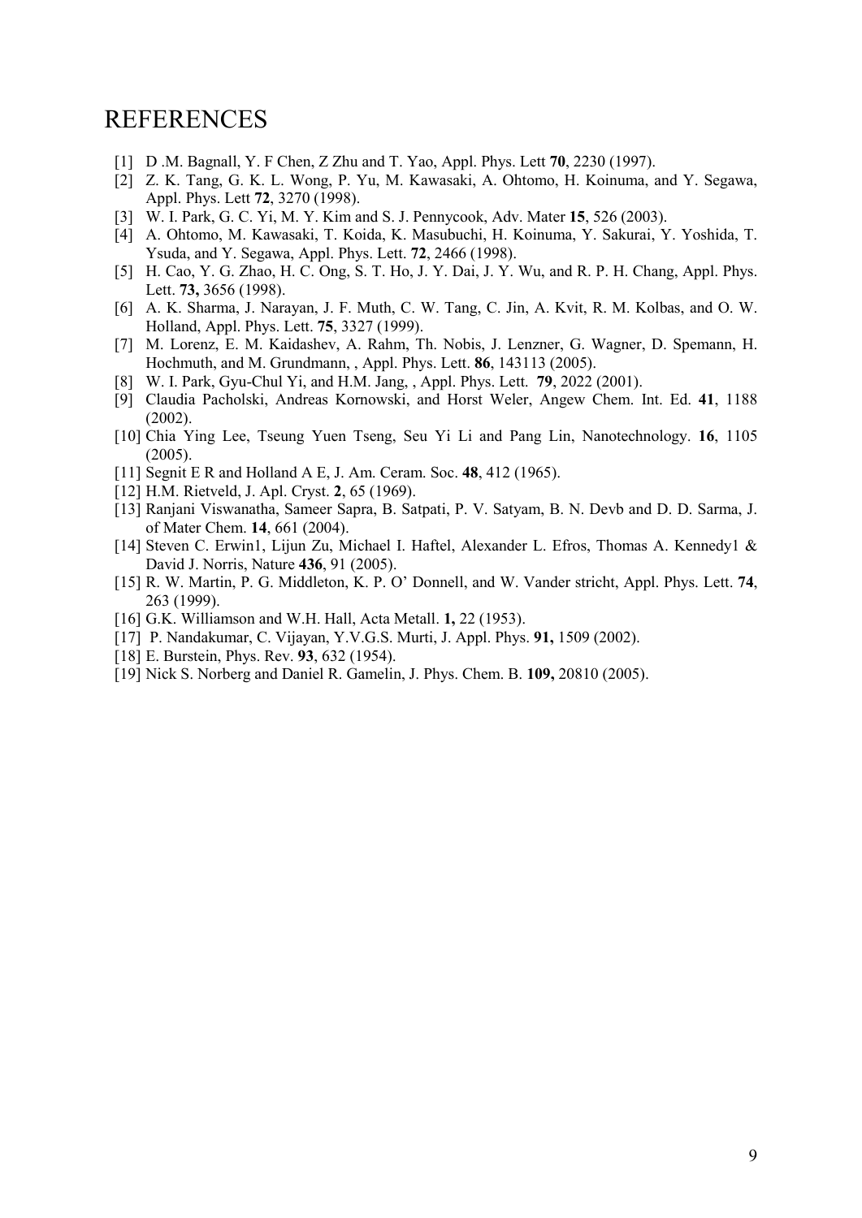# REFERENCES

[1] D .M. Bagnall, Y. F Chen, Z Zhu and T. Yao, Appl. Phys. Lett **70**, 2230 (1997).

[2] Z. K. Tang, G. K. L. Wong, P. Yu, M. Kawasaki, A. Ohtomo, H. Koinuma, and Y. Segawa, Appl. Phys. Lett **72**, 3270 (1998).

[3] W. I. Park, G. C. Yi, M. Y. Kim and S. J. Pennycook, Adv. Mater **15**, 526 (2003).

[4] A. Ohtomo, M. Kawasaki, T. Koida, K. Masubuchi, H. Koinuma, Y. Sakurai, Y. Yoshida, T. Ysuda, and Y. Segawa, Appl. Phys. Lett. **72**, 2466 (1998).

[5] H. Cao, Y. G. Zhao, H. C. Ong, S. T. Ho, J. Y. Dai, J. Y. Wu, and R. P. H. Chang, Appl. Phys. Lett. **73,** 3656 (1998).

[6] A. K. Sharma, J. Narayan, J. F. Muth, C. W. Tang, C. Jin, A. Kvit, R. M. Kolbas, and O. W. Holland, Appl. Phys. Lett. **75**, 3327 (1999).

[7] M. Lorenz, E. M. Kaidashev, A. Rahm, Th. Nobis, J. Lenzner, G. Wagner, D. Spemann, H. Hochmuth, and M. Grundmann, , Appl. Phys. Lett. **86**, 143113 (2005).

[8] W. I. Park, Gyu-Chul Yi, and H.M. Jang, , Appl. Phys. Lett. **79**, 2022 (2001).

[9] Claudia Pacholski, Andreas Kornowski, and Horst Weler, Angew Chem. Int. Ed. **41**, 1188 (2002).

[10] Chia Ying Lee, Tseung Yuen Tseng, Seu Yi Li and Pang Lin, Nanotechnology. **16**, 1105 (2005).

[11] Segnit E R and Holland A E, J. Am. Ceram. Soc. **48**, 412 (1965).

[12] H.M. Rietveld, J. Apl. Cryst. **2**, 65 (1969).

[13] Ranjani Viswanatha, Sameer Sapra, B. Satpati, P. V. Satyam, B. N. Devb and D. D. Sarma, J. of Mater Chem. **14**, 661 (2004).

[14] Steven C. Erwin1, Lijun Zu, Michael I. Haftel, Alexander L. Efros, Thomas A. Kennedy1 & David J. Norris, Nature **436**, 91 (2005).

[15] R. W. Martin, P. G. Middleton, K. P. O' Donnell, and W. Vander stricht, Appl. Phys. Lett. **74**, 263 (1999).

[16] G.K. Williamson and W.H. Hall, Acta Metall. **1,** 22 (1953).

[17] P. Nandakumar, C. Vijayan, Y.V.G.S. Murti, J. Appl. Phys. **91,** 1509 (2002).

[18] E. Burstein, Phys. Rev. **93**, 632 (1954).

[19] Nick S. Norberg and Daniel R. Gamelin, J. Phys. Chem. B. **109,** 20810 (2005).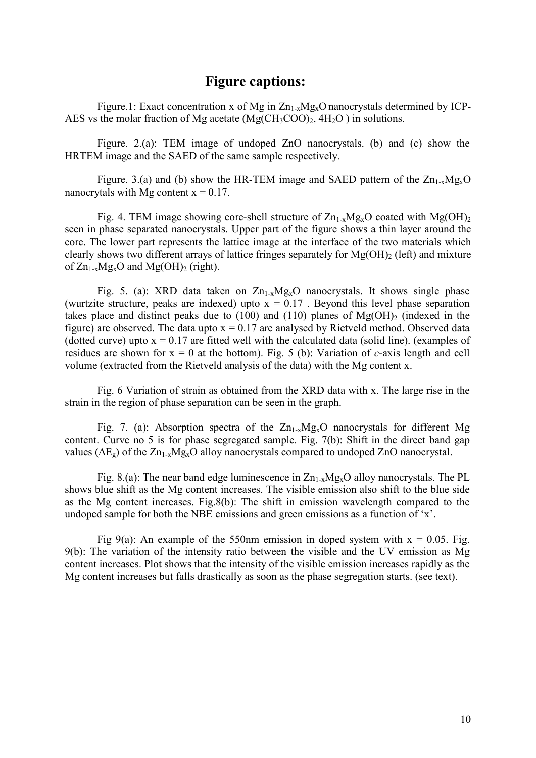# Figure captions:

Figure.1: Exact concentration x of Mg in $Zn_{1-x}Mg_xO$ nanocrystals determined by ICP-AES vs the molar fraction of Mg acetate ($Mg(CH_3COO)_2$, $4H_2O$ ) in solutions.

Figure. 2.(a): TEM image of undoped ZnO nanocrystals. (b) and (c) show the HRTEM image and the SAED of the same sample respectively.

Figure. 3.(a) and (b) show the HR-TEM image and SAED pattern of the $Zn_{1-x}Mg_xO$ nanocrytals with Mg content x = 0.17.

Fig. 4. TEM image showing core-shell structure of $Zn_{1-x}Mg_xO$ coated with $Mg(OH)_2$ seen in phase separated nanocrystals. Upper part of the figure shows a thin layer around the core. The lower part represents the lattice image at the interface of the two materials which clearly shows two different arrays of lattice fringes separately for $Mg(OH)_2$ (left) and mixture of $Zn_{1-x}Mg_xO$ and $Mg(OH)_2$ (right).

Fig. 5. (a): XRD data taken on $Zn_{1-x}Mg_xO$ nanocrystals. It shows single phase (wurtzite structure, peaks are indexed) upto x = 0.17 . Beyond this level phase separation takes place and distinct peaks due to (100) and (110) planes of $Mg(OH)_2$ (indexed in the figure) are observed. The data upto x = 0.17 are analysed by Rietveld method. Observed data (dotted curve) upto x = 0.17 are fitted well with the calculated data (solid line). (examples of residues are shown for x = 0 at the bottom). Fig. 5 (b): Variation of *c*-axis length and cell volume (extracted from the Rietveld analysis of the data) with the Mg content x.

Fig. 6 Variation of strain as obtained from the XRD data with x. The large rise in the strain in the region of phase separation can be seen in the graph.

Fig. 7. (a): Absorption spectra of the $Zn_{1-x}Mg_xO$ nanocrystals for different Mg content. Curve no 5 is for phase segregated sample. Fig. 7(b): Shift in the direct band gap values ($\Delta E_g$) of the $Zn_{1-x}Mg_xO$ alloy nanocrystals compared to undoped ZnO nanocrystal.

Fig. 8.(a): The near band edge luminescence in $Zn_{1-x}Mg_xO$ alloy nanocrystals. The PL shows blue shift as the Mg content increases. The visible emission also shift to the blue side as the Mg content increases. Fig.8(b): The shift in emission wavelength compared to the undoped sample for both the NBE emissions and green emissions as a function of 'x'.

Fig 9(a): An example of the 550nm emission in doped system with x = 0.05. Fig. 9(b): The variation of the intensity ratio between the visible and the UV emission as Mg content increases. Plot shows that the intensity of the visible emission increases rapidly as the Mg content increases but falls drastically as soon as the phase segregation starts. (see text).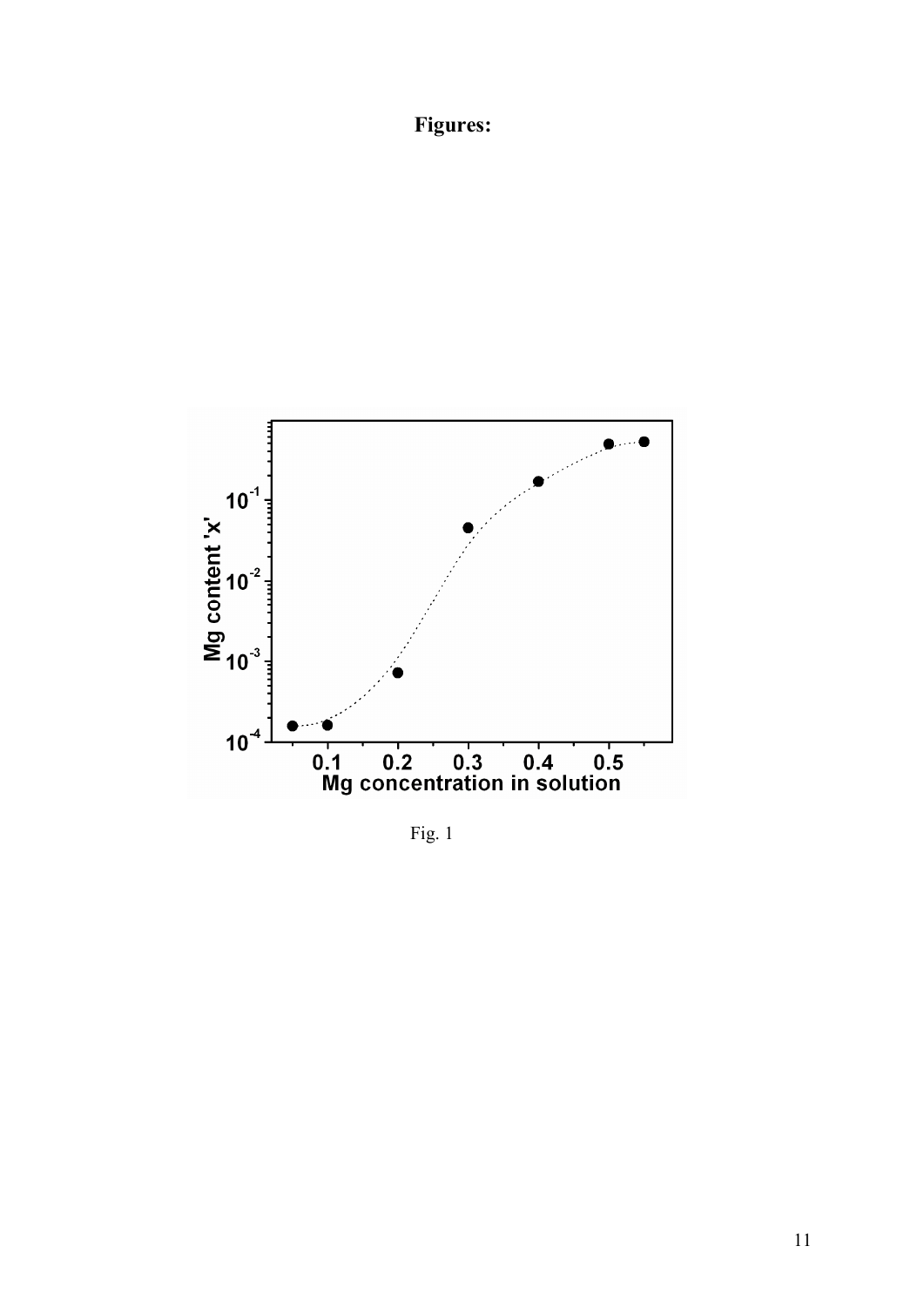**Figures:**

Fig. 1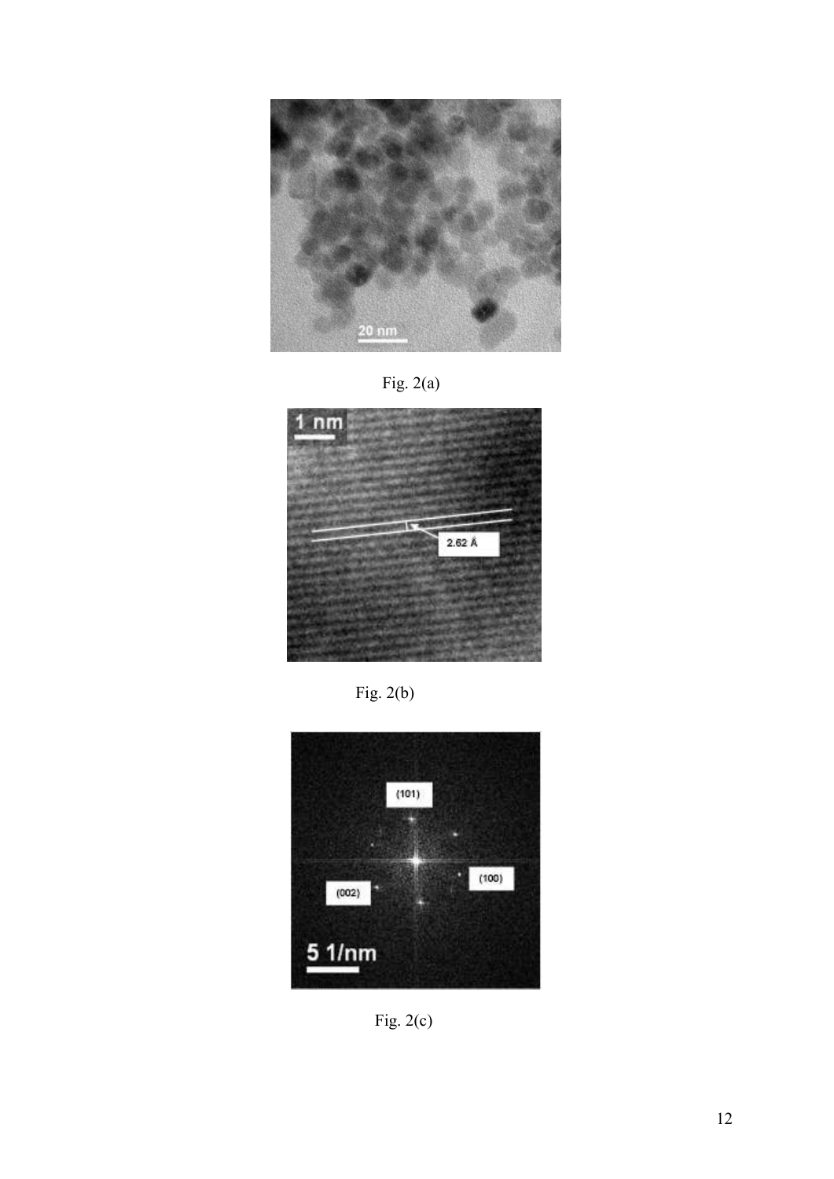Fig. 2(a)

Fig. 2(b)

Fig. 2(c)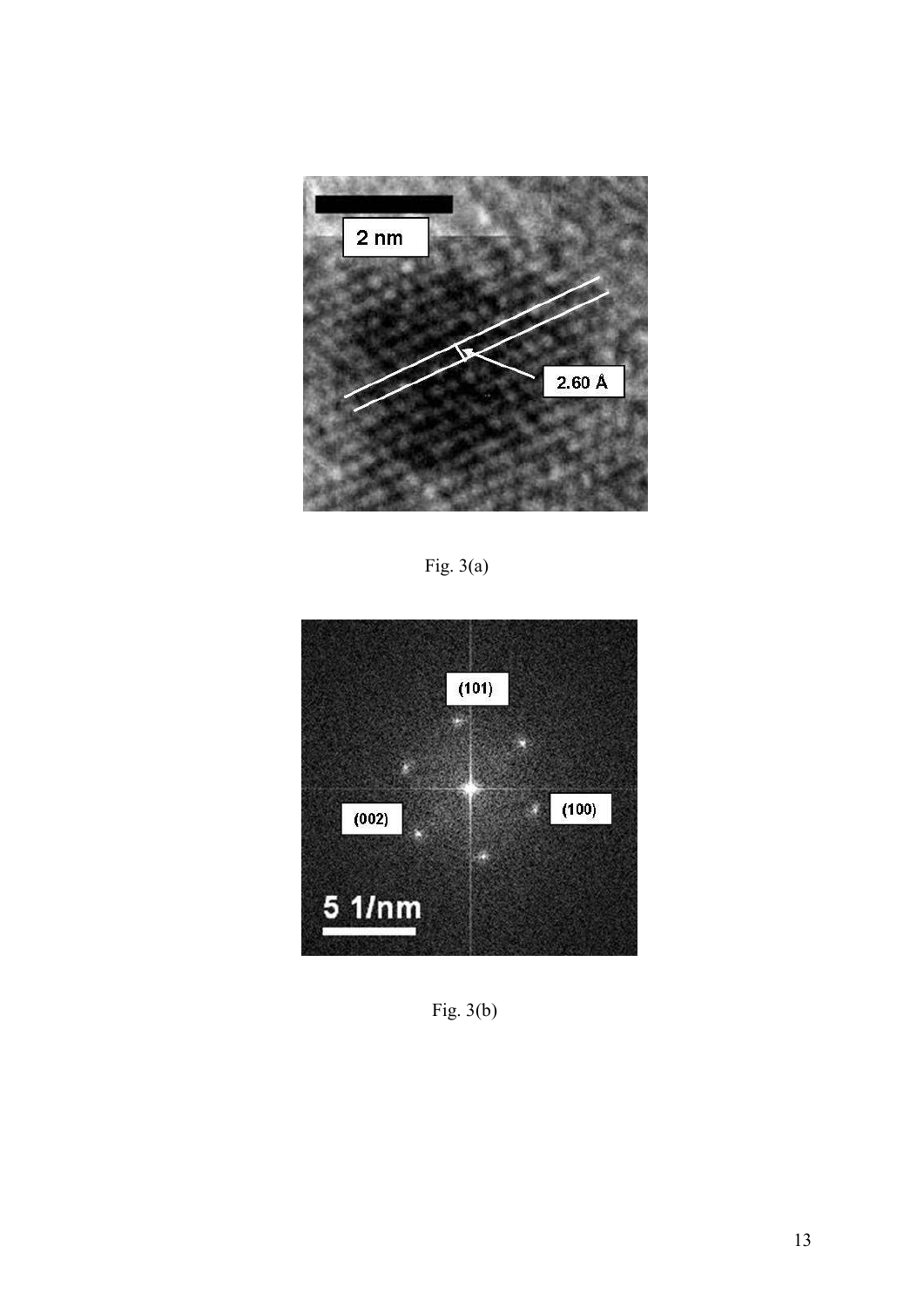Fig. 3(a)

Fig. 3(b)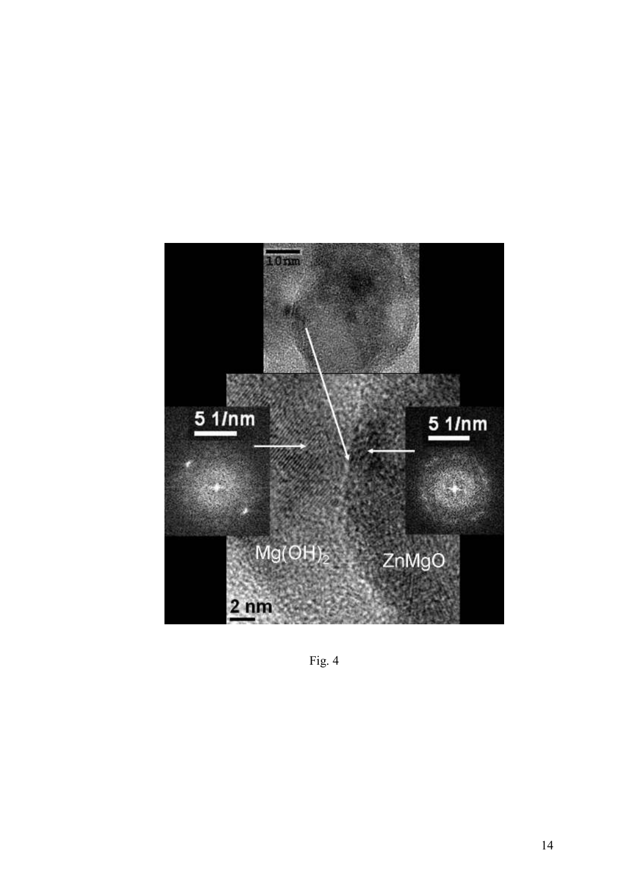Fig. 4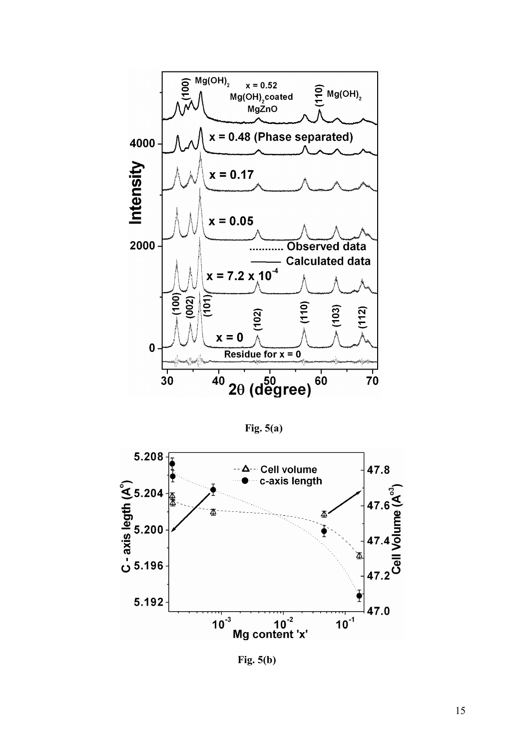Fig. 5(a)

Fig. 5(b)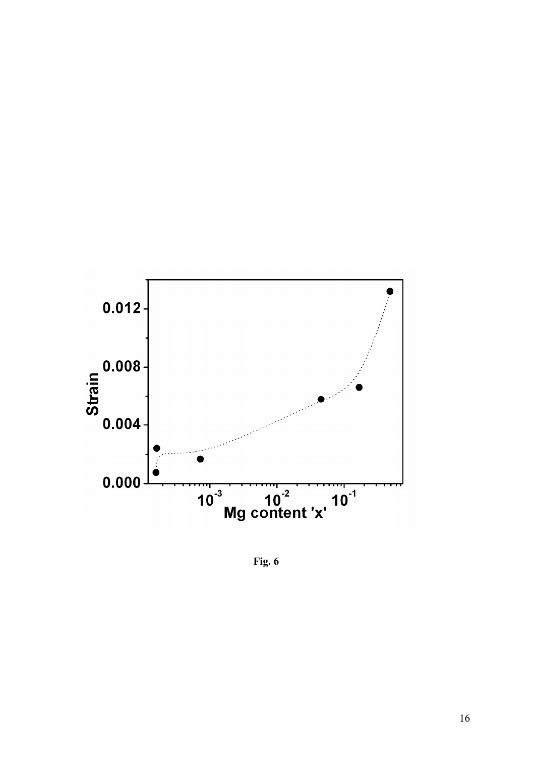Fig. 6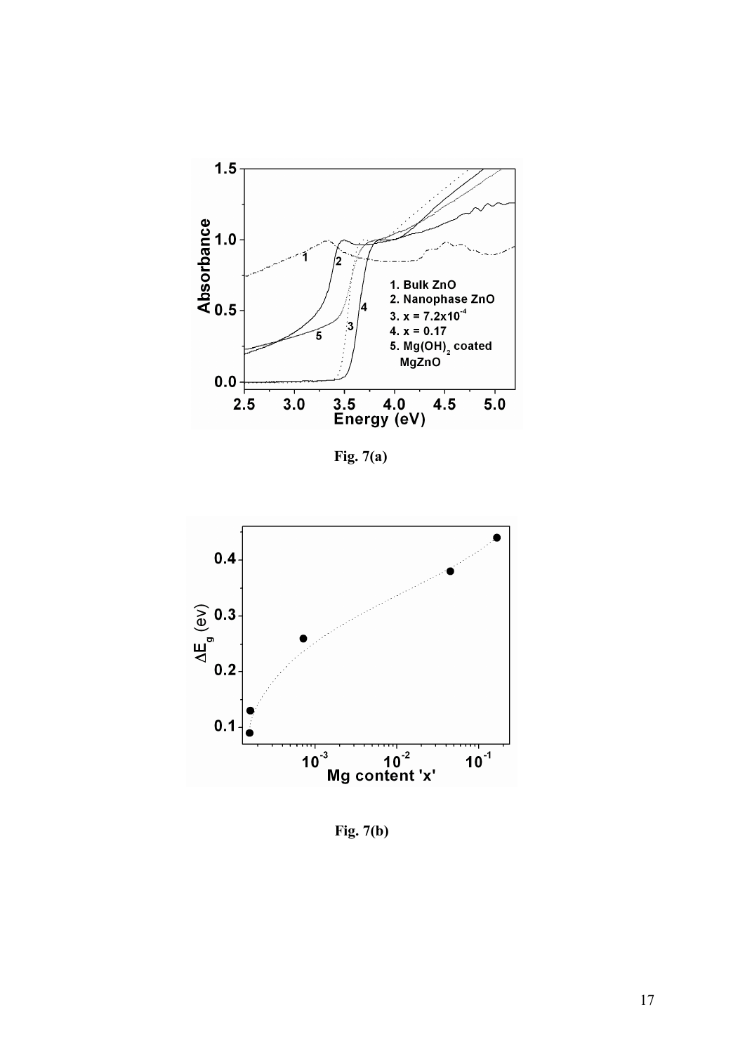Fig. 7(a)

Fig. 7(b)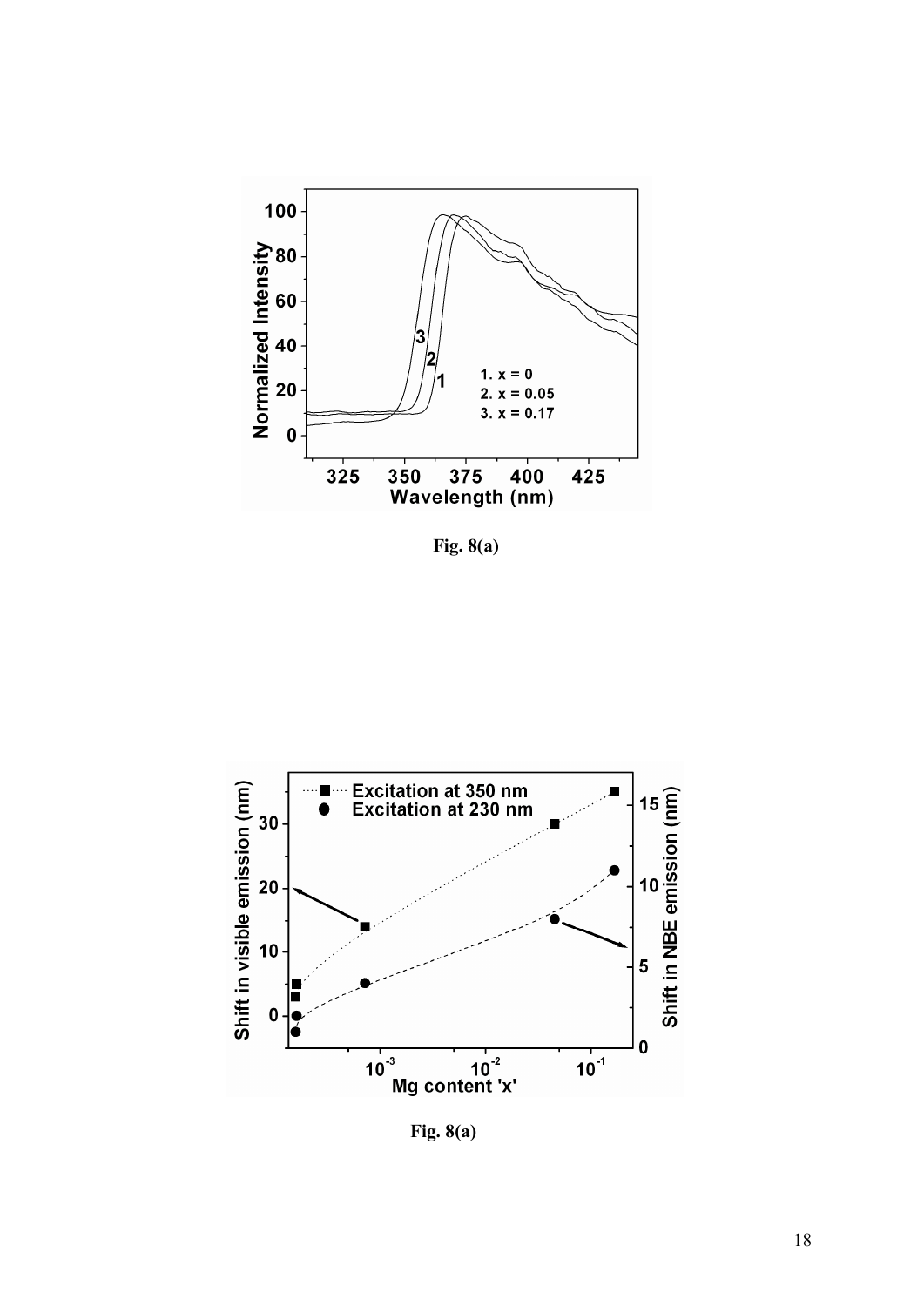**Fig. 8(a)**

**Fig. 8(a)**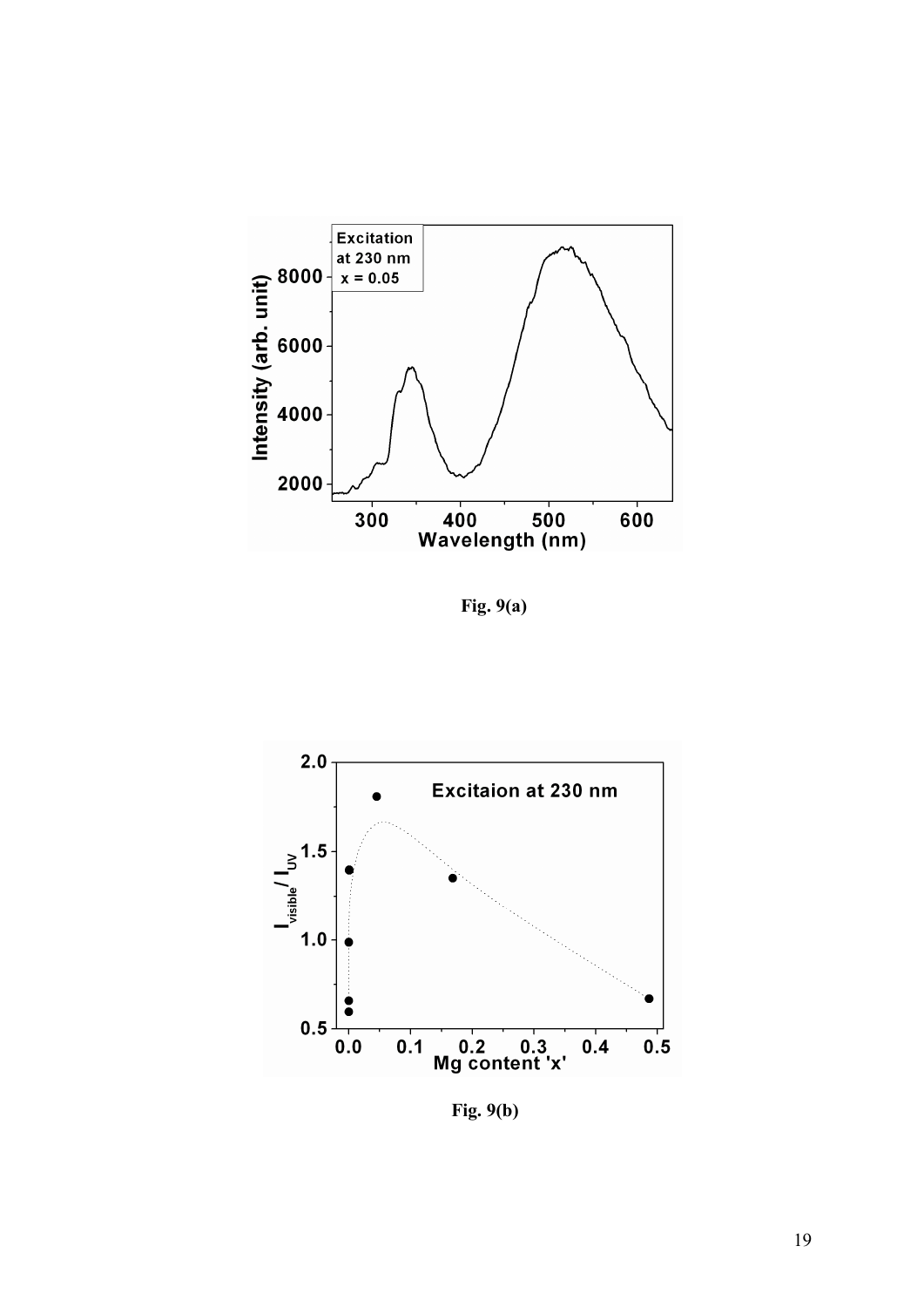Excitation
at 230 nm
x = 0.05

Intensity (arb. unit)

8000
6000
4000
2000

300
400
500
600

Wavelength (nm)

**Fig. 9(a)**

Excitaion at 230 nm

$I_{visible} / I_{UV}$

2.0
1.5
1.0
0.5

0.0
0.1
0.2
0.3
0.4
0.5

Mg content 'x'

**Fig. 9(b)**